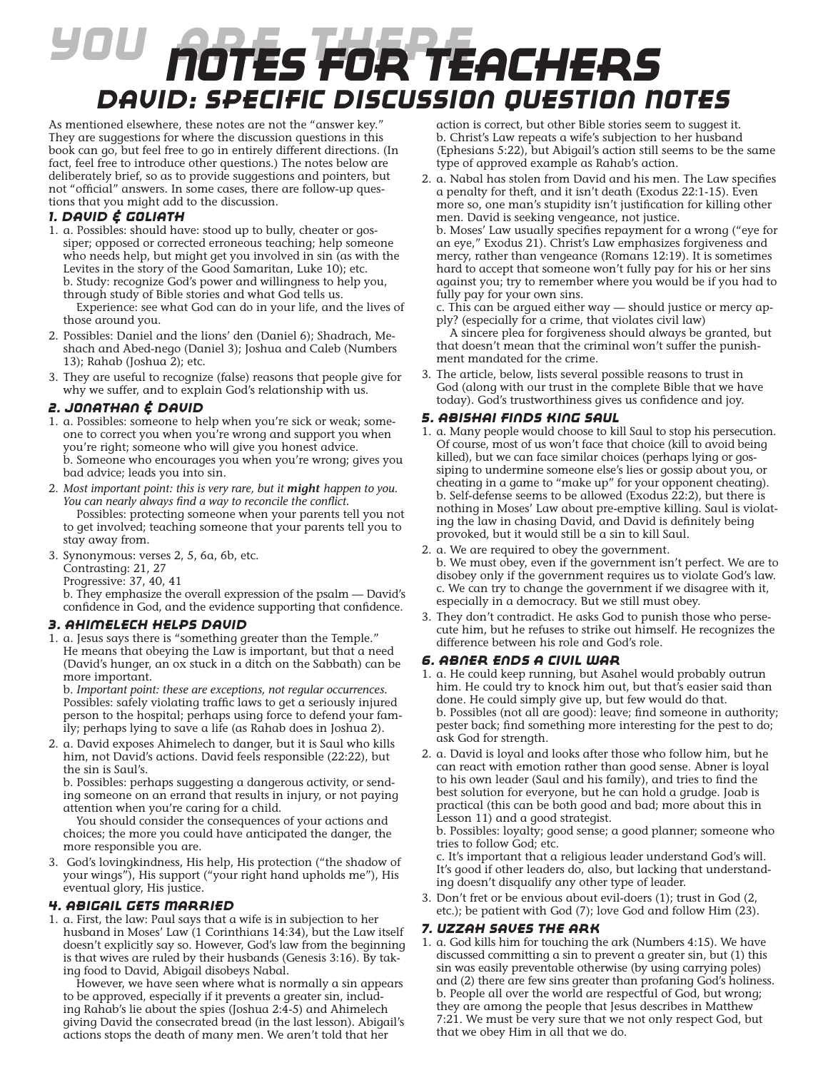# YOU ARE THERE NOTES FOR TEACHERS

## DAVID: SPECIFIC DISCUSSION QUESTION NOTES

As mentioned elsewhere, these notes are not the "answer key." They are suggestions for where the discussion questions in this book can go, but feel free to go in entirely different directions. (In fact, feel free to introduce other questions.) The notes below are deliberately brief, so as to provide suggestions and pointers, but not "official" answers. In some cases, there are follow-up questions that you might add to the discussion.

### 1. DAVID & GOLIATH

1. a. Possibles: should have: stood up to bully, cheater or gossiper; opposed or corrected erroneous teaching; help someone who needs help, but might get you involved in sin (as with the Levites in the story of the Good Samaritan, Luke 10); etc.
   b. Study: recognize God's power and willingness to help you, through study of Bible stories and what God tells us.
   Experience: see what God can do in your life, and the lives of those around you.
2. Possibles: Daniel and the lions' den (Daniel 6); Shadrach, Meshach and Abed-nego (Daniel 3); Joshua and Caleb (Numbers 13); Rahab (Joshua 2); etc.
3. They are useful to recognize (false) reasons that people give for why we suffer, and to explain God's relationship with us.

### 2. JONATHAN & DAVID

1. a. Possibles: someone to help when you're sick or weak; someone to correct you when you're wrong and support you when you're right; someone who will give you honest advice.
   b. Someone who encourages you when you're wrong; gives you bad advice; leads you into sin.
2. *Most important point: this is very rare, but it **might** happen to you. You can nearly always find a way to reconcile the conflict.*
   Possibles: protecting someone when your parents tell you not to get involved; teaching someone that your parents tell you to stay away from.
3. Synonymous: verses 2, 5, 6a, 6b, etc.
   Contrasting: 21, 27
   Progressive: 37, 40, 41
   b. They emphasize the overall expression of the psalm — David's confidence in God, and the evidence supporting that confidence.

### 3. AHIMELECH HELPS DAVID

1. a. Jesus says there is "something greater than the Temple." He means that obeying the Law is important, but that a need (David's hunger, an ox stuck in a ditch on the Sabbath) can be more important.
   b. *Important point: these are exceptions, not regular occurrences.* Possibles: safely violating traffic laws to get a seriously injured person to the hospital; perhaps using force to defend your family; perhaps lying to save a life (as Rahab does in Joshua 2).
2. a. David exposes Ahimelech to danger, but it is Saul who kills him, not David's actions. David feels responsible (22:22), but the sin is Saul's.
   b. Possibles: perhaps suggesting a dangerous activity, or sending someone on an errand that results in injury, or not paying attention when you're caring for a child.
   You should consider the consequences of your actions and choices; the more you could have anticipated the danger, the more responsible you are.
3. God's lovingkindness, His help, His protection ("the shadow of your wings"), His support ("your right hand upholds me"), His eventual glory, His justice.

### 4. ABIGAIL GETS MARRIED

1. a. First, the law: Paul says that a wife is in subjection to her husband in Moses' Law (1 Corinthians 14:34), but the Law itself doesn't explicitly say so. However, God's law from the beginning is that wives are ruled by their husbands (Genesis 3:16). By taking food to David, Abigail disobeys Nabal.
   However, we have seen where what is normally a sin appears to be approved, especially if it prevents a greater sin, including Rahab's lie about the spies (Joshua 2:4-5) and Ahimelech giving David the consecrated bread (in the last lesson). Abigail's actions stops the death of many men. We aren't told that her action is correct, but other Bible stories seem to suggest it.
   b. Christ's Law repeats a wife's subjection to her husband (Ephesians 5:22), but Abigail's action still seems to be the same type of approved example as Rahab's action.
2. a. Nabal has stolen from David and his men. The Law specifies a penalty for theft, and it isn't death (Exodus 22:1-15). Even more so, one man's stupidity isn't justification for killing other men. David is seeking vengeance, not justice.
   b. Moses' Law usually specifies repayment for a wrong ("eye for an eye," Exodus 21). Christ's Law emphasizes forgiveness and mercy, rather than vengeance (Romans 12:19). It is sometimes hard to accept that someone won't fully pay for his or her sins against you; try to remember where you would be if you had to fully pay for your own sins.
   c. This can be argued either way — should justice or mercy apply? (especially for a crime, that violates civil law)
   A sincere plea for forgiveness should always be granted, but that doesn't mean that the criminal won't suffer the punishment mandated for the crime.
3. The article, below, lists several possible reasons to trust in God (along with our trust in the complete Bible that we have today). God's trustworthiness gives us confidence and joy.

### 5. ABISHAI FINDS KING SAUL

1. a. Many people would choose to kill Saul to stop his persecution. Of course, most of us won't face that choice (kill to avoid being killed), but we can face similar choices (perhaps lying or gossiping to undermine someone else's lies or gossip about you, or cheating in a game to "make up" for your opponent cheating).
   b. Self-defense seems to be allowed (Exodus 22:2), but there is nothing in Moses' Law about pre-emptive killing. Saul is violating the law in chasing David, and David is definitely being provoked, but it would still be a sin to kill Saul.
2. a. We are required to obey the government.
   b. We must obey, even if the government isn't perfect. We are to disobey only if the government requires us to violate God's law.
   c. We can try to change the government if we disagree with it, especially in a democracy. But we still must obey.
3. They don't contradict. He asks God to punish those who persecute him, but he refuses to strike out himself. He recognizes the difference between his role and God's role.

### 6. ABNER ENDS A CIVIL WAR

1. a. He could keep running, but Asahel would probably outrun him. He could try to knock him out, but that's easier said than done. He could simply give up, but few would do that.
   b. Possibles (not all are good): leave; find someone in authority; pester back; find something more interesting for the pest to do; ask God for strength.
2. a. David is loyal and looks after those who follow him, but he can react with emotion rather than good sense. Abner is loyal to his own leader (Saul and his family), and tries to find the best solution for everyone, but he can hold a grudge. Joab is practical (this can be both good and bad; more about this in Lesson 11) and a good strategist.
   b. Possibles: loyalty; good sense; a good planner; someone who tries to follow God; etc.
   c. It's important that a religious leader understand God's will. It's good if other leaders do, also, but lacking that understanding doesn't disqualify any other type of leader.
3. Don't fret or be envious about evil-doers (1); trust in God (2, etc.); be patient with God (7); love God and follow Him (23).

### 7. UZZAH SAVES THE ARK

1. a. God kills him for touching the ark (Numbers 4:15). We have discussed committing a sin to prevent a greater sin, but (1) this sin was easily preventable otherwise (by using carrying poles) and (2) there are few sins greater than profaning God's holiness.
   b. People all over the world are respectful of God, but wrong; they are among the people that Jesus describes in Matthew 7:21. We must be very sure that we not only respect God, but that we obey Him in all that we do.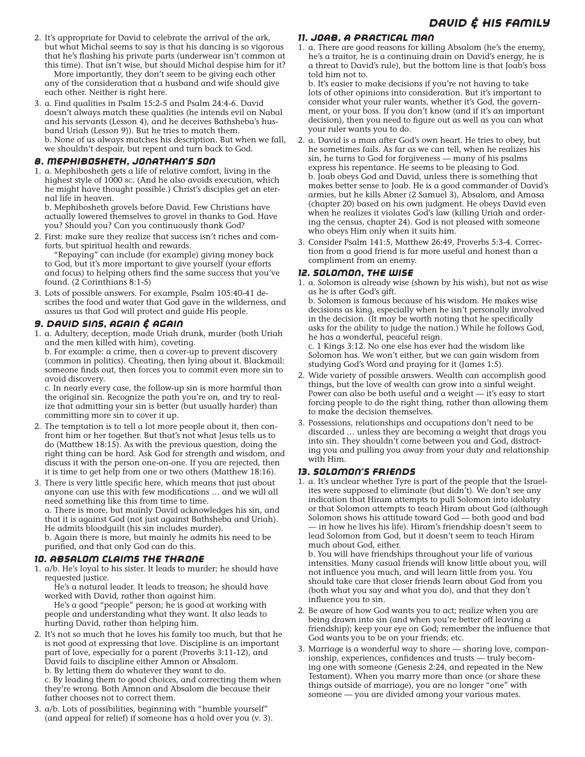2. It's appropriate for David to celebrate the arrival of the ark, but what Michal seems to say is that his dancing is so vigorous that he's flashing his private parts (underwear isn't common at this time). That isn't wise, but should Michal despise him for it?

   More importantly, they don't seem to be giving each other any of the consideration that a husband and wife should give each other. Neither is right here.

3. a. Find qualities in Psalm 15:2-5 and Psalm 24:4-6. David doesn't always match these qualities (he intends evil on Nabal and his servants (Lesson 4), and he deceives Bathsheba's husband Uriah (Lesson 9)). But he tries to match them.
   b. None of us always matches his description. But when we fall, we shouldn't despair, but repent and turn back to God.

### 8. Mephibosheth, Jonathan's Son

1. a. Mephibosheth gets a life of relative comfort, living in the highest style of 1000 BC. (And he also avoids execution, which he might have thought possible.) Christ's disciples get an eternal life in heaven.
   b. Mephibosheth grovels before David. Few Christians have actually lowered themselves to grovel in thanks to God. Have you? Should you? Can you continuously thank God?

2. First: make sure they realize that success isn't riches and comforts, but spiritual health and rewards.

   "Repaying" can include (for example) giving money back to God, but it's more important to give yourself (your efforts and focus) to helping others find the same success that you've found. (2 Corinthians 8:1-5)

3. Lots of possible answers. For example, Psalm 105:40-41 describes the food and water that God gave in the wilderness, and assures us that God will protect and guide His people.

### 9. David Sins, Again & Again

1. a. Adultery, deception, made Uriah drunk, murder (both Uriah and the men killed with him), coveting.
   b. For example: a crime, then a cover-up to prevent discovery (common in politics). Cheating, then lying about it. Blackmail: someone finds out, then forces you to commit even more sin to avoid discovery.
   c. In nearly every case, the follow-up sin is more harmful than the original sin. Recognize the path you're on, and try to realize that admitting your sin is better (but usually harder) than committing more sin to cover it up.

2. The temptation is to tell a lot more people about it, then confront him or her together. But that's not what Jesus tells us to do (Matthew 18:15). As with the previous question, doing the right thing can be hard. Ask God for strength and wisdom, and discuss it with the person one-on-one. If you are rejected, then it is time to get help from one or two others (Matthew 18:16).

3. There is very little specific here, which means that just about anyone can use this with few modifications … and we will all need something like this from time to time.
   a. There is more, but mainly David acknowledges his sin, and that it is against God (not just against Bathsheba and Uriah). He admits bloodguilt (his sin includes murder).
   b. Again there is more, but mainly he admits his need to be purified, and that only God can do this.

### 10. Absalom Claims the Throne

1. a/b. He's loyal to his sister. It leads to murder; he should have requested justice.

   He's a natural leader. It leads to treason; he should have worked with David, rather than against him.

   He's a good "people" person; he is good at working with people and understanding what they want. It also leads to hurting David, rather than helping him.

2. It's not so much that he loves his family too much, but that he is not good at expressing that love. Discipline is an important part of love, especially for a parent (Proverbs 3:11-12), and David fails to discipline either Amnon or Absalom.
   b. By letting them do whatever they want to do.
   c. By leading them to good choices, and correcting them when they're wrong. Both Amnon and Absalom die because their father chooses not to correct them.

3. a/b. Lots of possibilities, beginning with "humble yourself" (and appeal for relief) if someone has a hold over you (v. 3).

### 11. Joab, a Practical Man

1. a. There are good reasons for killing Absalom (he's the enemy, he's a traitor, he is a continuing drain on David's energy, he is a threat to David's rule), but the bottom line is that Joab's boss told him not to.
   b. It's easier to make decisions if you're not having to take lots of other opinions into consideration. But it's important to consider what your ruler wants, whether it's God, the government, or your boss. If you don't know (and if it's an important decision), then you need to figure out as well as you can what your ruler wants you to do.

2. a. David is a man after God's own heart. He tries to obey, but he sometimes fails. As far as we can tell, when he realizes his sin, he turns to God for forgiveness — many of his psalms express his repentance. He seems to be pleasing to God.
   b. Joab obeys God and David, unless there is something that makes better sense to Joab. He is a good commander of David's armies, but he kills Abner (2 Samuel 3), Absalom, and Amasa (chapter 20) based on his own judgment. He obeys David even when he realizes it violates God's law (killing Uriah and ordering the census, chapter 24). God is not pleased with someone who obeys Him only when it suits him.

3. Consider Psalm 141:5, Matthew 26:49, Proverbs 5:3-4. Correction from a good friend is far more useful and honest than a compliment from an enemy.

### 12. Solomon, the Wise

1. a. Solomon is already wise (shown by his wish), but not as wise as he is after God's gift.
   b. Solomon is famous because of his wisdom. He makes wise decisions as king, especially when he isn't personally involved in the decision. (It may be worth noting that he specifically asks for the ability to judge the nation.) While he follows God, he has a wonderful, peaceful reign.
   c. 1 Kings 3:12. No one else has ever had the wisdom like Solomon has. We won't either, but we can gain wisdom from studying God's Word and praying for it (James 1:5).

2. Wide variety of possible answers. Wealth can accomplish good things, but the love of wealth can grow into a sinful weight. Power can also be both useful and a weight — it's easy to start forcing people to do the right thing, rather than allowing them to make the decision themselves.

3. Possessions, relationships and occupations don't need to be discarded … unless they are becoming a weight that drags you into sin. They shouldn't come between you and God, distracting you and pulling you away from your duty and relationship with Him.

### 13. Solomon's Friends

1. a. It's unclear whether Tyre is part of the people that the Israelites were supposed to eliminate (but didn't). We don't see any indication that Hiram attempts to pull Solomon into idolatry or that Solomon attempts to teach Hiram about God (although Solomon shows his attitude toward God — both good and bad — in how he lives his life). Hiram's friendship doesn't seem to lead Solomon from God, but it doesn't seem to teach Hiram much about God, either.
   b. You will have friendships throughout your life of various intensities. Many casual friends will know little about you, will not influence you much, and will learn little from you. You should take care that closer friends learn about God from you (both what you say and what you do), and that they don't influence you to sin.

2. Be aware of how God wants you to act; realize when you are being drawn into sin (and when you're better off leaving a friendship); keep your eye on God; remember the influence that God wants you to be on your friends; etc.

3. Marriage is a wonderful way to share — sharing love, companionship, experiences, confidences and trusts — truly becoming one with someone (Genesis 2:24, and repeated in the New Testament). When you marry more than once (or share these things outside of marriage), you are no longer "one" with someone — you are divided among your various mates.